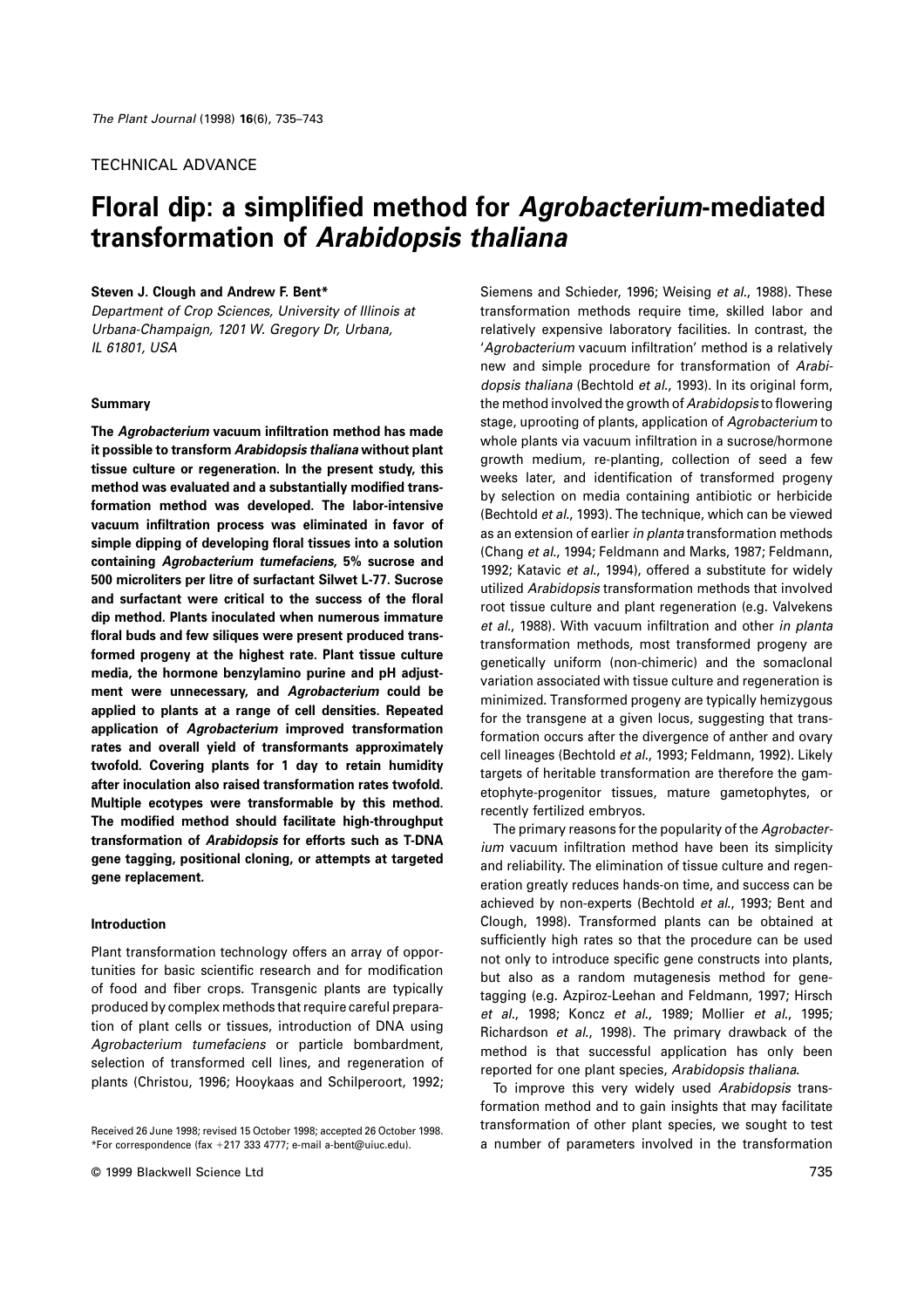TECHNICAL ADVANCE

# Floral dip: a simplified method for *Agrobacterium*-mediated transformation of *Arabidopsis thaliana*

**Steven J. Clough and Andrew F. Bent***

*Department of Crop Sciences, University of Illinois at Urbana-Champaign, 1201 W. Gregory Dr, Urbana, IL 61801, USA*

## Summary

**The *Agrobacterium* vacuum infiltration method has made it possible to transform *Arabidopsis thaliana* without plant tissue culture or regeneration. In the present study, this method was evaluated and a substantially modified transformation method was developed. The labor-intensive vacuum infiltration process was eliminated in favor of simple dipping of developing floral tissues into a solution containing *Agrobacterium tumefaciens*, 5% sucrose and 500 microliters per litre of surfactant Silwet L-77. Sucrose and surfactant were critical to the success of the floral dip method. Plants inoculated when numerous immature floral buds and few siliques were present produced transformed progeny at the highest rate. Plant tissue culture media, the hormone benzylamino purine and pH adjustment were unnecessary, and *Agrobacterium* could be applied to plants at a range of cell densities. Repeated application of *Agrobacterium* improved transformation rates and overall yield of transformants approximately twofold. Covering plants for 1 day to retain humidity after inoculation also raised transformation rates twofold. Multiple ecotypes were transformable by this method. The modified method should facilitate high-throughput transformation of *Arabidopsis* for efforts such as T-DNA gene tagging, positional cloning, or attempts at targeted gene replacement.**

## Introduction

Plant transformation technology offers an array of opportunities for basic scientific research and for modification of food and fiber crops. Transgenic plants are typically produced by complex methods that require careful preparation of plant cells or tissues, introduction of DNA using *Agrobacterium tumefaciens* or particle bombardment, selection of transformed cell lines, and regeneration of plants (Christou, 1996; Hooykaas and Schilperoort, 1992; Siemens and Schieder, 1996; Weising *et al*., 1988). These transformation methods require time, skilled labor and relatively expensive laboratory facilities. In contrast, the '*Agrobacterium* vacuum infiltration' method is a relatively new and simple procedure for transformation of *Arabidopsis thaliana* (Bechtold *et al*., 1993). In its original form, the method involved the growth of *Arabidopsis* to flowering stage, uprooting of plants, application of *Agrobacterium* to whole plants via vacuum infiltration in a sucrose/hormone growth medium, re-planting, collection of seed a few weeks later, and identification of transformed progeny by selection on media containing antibiotic or herbicide (Bechtold *et al*., 1993). The technique, which can be viewed as an extension of earlier *in planta* transformation methods (Chang *et al*., 1994; Feldmann and Marks, 1987; Feldmann, 1992; Katavic *et al*., 1994), offered a substitute for widely utilized *Arabidopsis* transformation methods that involved root tissue culture and plant regeneration (e.g. Valvekens *et al*., 1988). With vacuum infiltration and other *in planta* transformation methods, most transformed progeny are genetically uniform (non-chimeric) and the somaclonal variation associated with tissue culture and regeneration is minimized. Transformed progeny are typically hemizygous for the transgene at a given locus, suggesting that transformation occurs after the divergence of anther and ovary cell lineages (Bechtold *et al*., 1993; Feldmann, 1992). Likely targets of heritable transformation are therefore the gametophyte-progenitor tissues, mature gametophytes, or recently fertilized embryos.

The primary reasons for the popularity of the *Agrobacterium* vacuum infiltration method have been its simplicity and reliability. The elimination of tissue culture and regeneration greatly reduces hands-on time, and success can be achieved by non-experts (Bechtold *et al*., 1993; Bent and Clough, 1998). Transformed plants can be obtained at sufficiently high rates so that the procedure can be used not only to introduce specific gene constructs into plants, but also as a random mutagenesis method for gene-tagging (e.g. Azpiroz-Leehan and Feldmann, 1997; Hirsch *et al*., 1998; Koncz *et al*., 1989; Mollier *et al*., 1995; Richardson *et al*., 1998). The primary drawback of the method is that successful application has only been reported for one plant species, *Arabidopsis thaliana*.

To improve this very widely used *Arabidopsis* transformation method and to gain insights that may facilitate transformation of other plant species, we sought to test a number of parameters involved in the transformation

Received 26 June 1998; revised 15 October 1998; accepted 26 October 1998.
*For correspondence (fax +217 333 4777; e-mail a-bent@uiuc.edu).

© 1999 Blackwell Science Ltd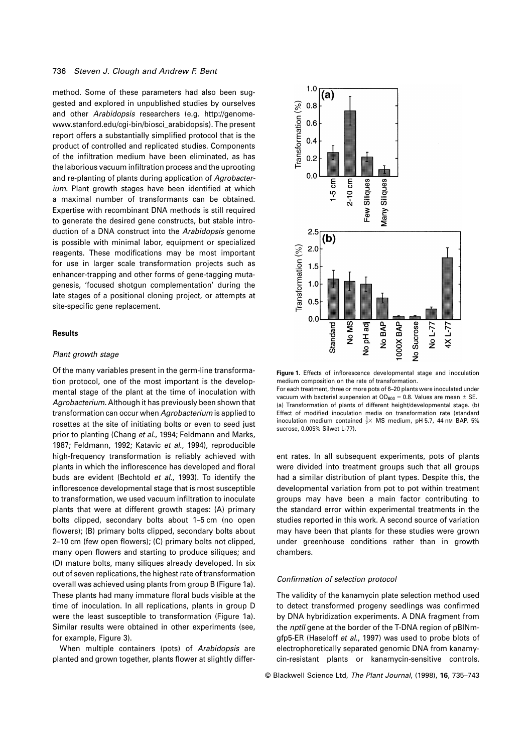method. Some of these parameters had also been suggested and explored in unpublished studies by ourselves and other *Arabidopsis* researchers (e.g. http://genome-www.stanford.edu/cgi-bin/biosci_arabidopsis). The present report offers a substantially simplified protocol that is the product of controlled and replicated studies. Components of the infiltration medium have been eliminated, as has the laborious vacuum infiltration process and the uprooting and re-planting of plants during application of *Agrobacterium*. Plant growth stages have been identified at which a maximal number of transformants can be obtained. Expertise with recombinant DNA methods is still required to generate the desired gene constructs, but stable introduction of a DNA construct into the *Arabidopsis* genome is possible with minimal labor, equipment or specialized reagents. These modifications may be most important for use in larger scale transformation projects such as enhancer-trapping and other forms of gene-tagging mutagenesis, 'focused shotgun complementation' during the late stages of a positional cloning project, or attempts at site-specific gene replacement.

## Results

### *Plant growth stage*

Of the many variables present in the germ-line transformation protocol, one of the most important is the developmental stage of the plant at the time of inoculation with *Agrobacterium*. Although it has previously been shown that transformation can occur when *Agrobacterium* is applied to rosettes at the site of initiating bolts or even to seed just prior to planting (Chang *et al*., 1994; Feldmann and Marks, 1987; Feldmann, 1992; Katavic *et al*., 1994), reproducible high-frequency transformation is reliably achieved with plants in which the inflorescence has developed and floral buds are evident (Bechtold *et al*., 1993). To identify the inflorescence developmental stage that is most susceptible to transformation, we used vacuum infiltration to inoculate plants that were at different growth stages: (A) primary bolts clipped, secondary bolts about 1–5 cm (no open flowers); (B) primary bolts clipped, secondary bolts about 2–10 cm (few open flowers); (C) primary bolts not clipped, many open flowers and starting to produce siliques; and (D) mature bolts, many siliques already developed. In six out of seven replications, the highest rate of transformation overall was achieved using plants from group B (Figure 1a). These plants had many immature floral buds visible at the time of inoculation. In all replications, plants in group D were the least susceptible to transformation (Figure 1a). Similar results were obtained in other experiments (see, for example, Figure 3).

When multiple containers (pots) of *Arabidopsis* are planted and grown together, plants flower at slightly different rates. In all subsequent experiments, pots of plants were divided into treatment groups such that all groups had a similar distribution of plant types. Despite this, the developmental variation from pot to pot within treatment groups may have been a main factor contributing to the standard error within experimental treatments in the studies reported in this work. A second source of variation may have been that plants for these studies were grown under greenhouse conditions rather than in growth chambers.

**Figure 1**. Effects of inflorescence developmental stage and inoculation medium composition on the rate of transformation.
For each treatment, three or more pots of 6–20 plants were inoculated under vacuum with bacterial suspension at $OD_{600} = 0.8$. Values are mean ± SE.
(a) Transformation of plants of different height/developmental stage. (b) Effect of modified inoculation media on transformation rate (standard inoculation medium contained $\frac{1}{2}\times$ MS medium, pH 5.7, 44 nM BAP, 5% sucrose, 0.005% Silwet L-77).

### *Confirmation of selection protocol*

The validity of the kanamycin plate selection method used to detect transformed progeny seedlings was confirmed by DNA hybridization experiments. A DNA fragment from the *nptII* gene at the border of the T-DNA region of pBINm-gfp5-ER (Haseloff *et al*., 1997) was used to probe blots of electrophoretically separated genomic DNA from kanamycin-resistant plants or kanamycin-sensitive controls.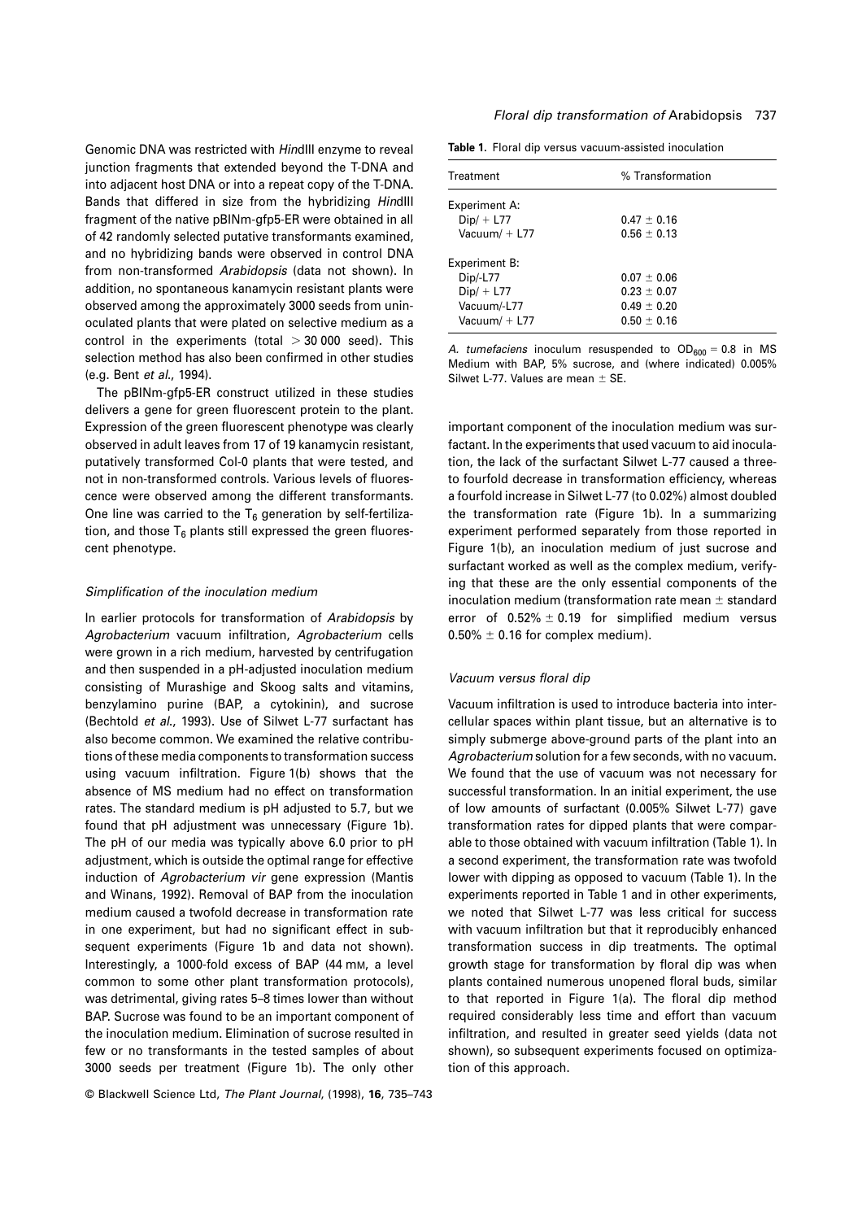Genomic DNA was restricted with *Hin*dIII enzyme to reveal junction fragments that extended beyond the T-DNA and into adjacent host DNA or into a repeat copy of the T-DNA. Bands that differed in size from the hybridizing *Hin*dIII fragment of the native pBINm-gfp5-ER were obtained in all of 42 randomly selected putative transformants examined, and no hybridizing bands were observed in control DNA from non-transformed *Arabidopsis* (data not shown). In addition, no spontaneous kanamycin resistant plants were observed among the approximately 3000 seeds from uninoculated plants that were plated on selective medium as a control in the experiments (total $> 30\,000$ seed). This selection method has also been confirmed in other studies (e.g. Bent *et al.*, 1994).

The pBINm-gfp5-ER construct utilized in these studies delivers a gene for green fluorescent protein to the plant. Expression of the green fluorescent phenotype was clearly observed in adult leaves from 17 of 19 kanamycin resistant, putatively transformed Col-0 plants that were tested, and not in non-transformed controls. Various levels of fluorescence were observed among the different transformants. One line was carried to the $T_6$ generation by self-fertilization, and those $T_6$ plants still expressed the green fluorescent phenotype.

### *Simplification of the inoculation medium*

In earlier protocols for transformation of *Arabidopsis* by *Agrobacterium* vacuum infiltration, *Agrobacterium* cells were grown in a rich medium, harvested by centrifugation and then suspended in a pH-adjusted inoculation medium consisting of Murashige and Skoog salts and vitamins, benzylamino purine (BAP, a cytokinin), and sucrose (Bechtold *et al.*, 1993). Use of Silwet L-77 surfactant has also become common. We examined the relative contributions of these media components to transformation success using vacuum infiltration. Figure 1(b) shows that the absence of MS medium had no effect on transformation rates. The standard medium is pH adjusted to 5.7, but we found that pH adjustment was unnecessary (Figure 1b). The pH of our media was typically above 6.0 prior to pH adjustment, which is outside the optimal range for effective induction of *Agrobacterium vir* gene expression (Mantis and Winans, 1992). Removal of BAP from the inoculation medium caused a twofold decrease in transformation rate in one experiment, but had no significant effect in subsequent experiments (Figure 1b and data not shown). Interestingly, a 1000-fold excess of BAP (44 mM, a level common to some other plant transformation protocols), was detrimental, giving rates 5–8 times lower than without BAP. Sucrose was found to be an important component of the inoculation medium. Elimination of sucrose resulted in few or no transformants in the tested samples of about 3000 seeds per treatment (Figure 1b). The only other important component of the inoculation medium was surfactant. In the experiments that used vacuum to aid inoculation, the lack of the surfactant Silwet L-77 caused a three- to fourfold decrease in transformation efficiency, whereas a fourfold increase in Silwet L-77 (to 0.02%) almost doubled the transformation rate (Figure 1b). In a summarizing experiment performed separately from those reported in Figure 1(b), an inoculation medium of just sucrose and surfactant worked as well as the complex medium, verifying that these are the only essential components of the inoculation medium (transformation rate mean ± standard error of $0.52\% \pm 0.19$ for simplified medium versus $0.50\% \pm 0.16$ for complex medium).

### *Vacuum versus floral dip*

Vacuum infiltration is used to introduce bacteria into intercellular spaces within plant tissue, but an alternative is to simply submerge above-ground parts of the plant into an *Agrobacterium* solution for a few seconds, with no vacuum. We found that the use of vacuum was not necessary for successful transformation. In an initial experiment, the use of low amounts of surfactant (0.005% Silwet L-77) gave transformation rates for dipped plants that were comparable to those obtained with vacuum infiltration (Table 1). In a second experiment, the transformation rate was twofold lower with dipping as opposed to vacuum (Table 1). In the experiments reported in Table 1 and in other experiments, we noted that Silwet L-77 was less critical for success with vacuum infiltration but that it reproducibly enhanced transformation success in dip treatments. The optimal growth stage for transformation by floral dip was when plants contained numerous unopened floral buds, similar to that reported in Figure 1(a). The floral dip method required considerably less time and effort than vacuum infiltration, and resulted in greater seed yields (data not shown), so subsequent experiments focused on optimization of this approach.

**Table 1.** Floral dip versus vacuum-assisted inoculation

| Treatment | % Transformation |
|---|---|
| Experiment A: | |
| Dip/ + L77 | 0.47 ± 0.16 |
| Vacuum/ + L77 | 0.56 ± 0.13 |
| Experiment B: | |
| Dip/-L77 | 0.07 ± 0.06 |
| Dip/ + L77 | 0.23 ± 0.07 |
| Vacuum/-L77 | 0.49 ± 0.20 |
| Vacuum/ + L77 | 0.50 ± 0.16 |

*A. tumefaciens* inoculum resuspended to $OD_{600} = 0.8$ in MS Medium with BAP, 5% sucrose, and (where indicated) 0.005% Silwet L-77. Values are mean ± SE.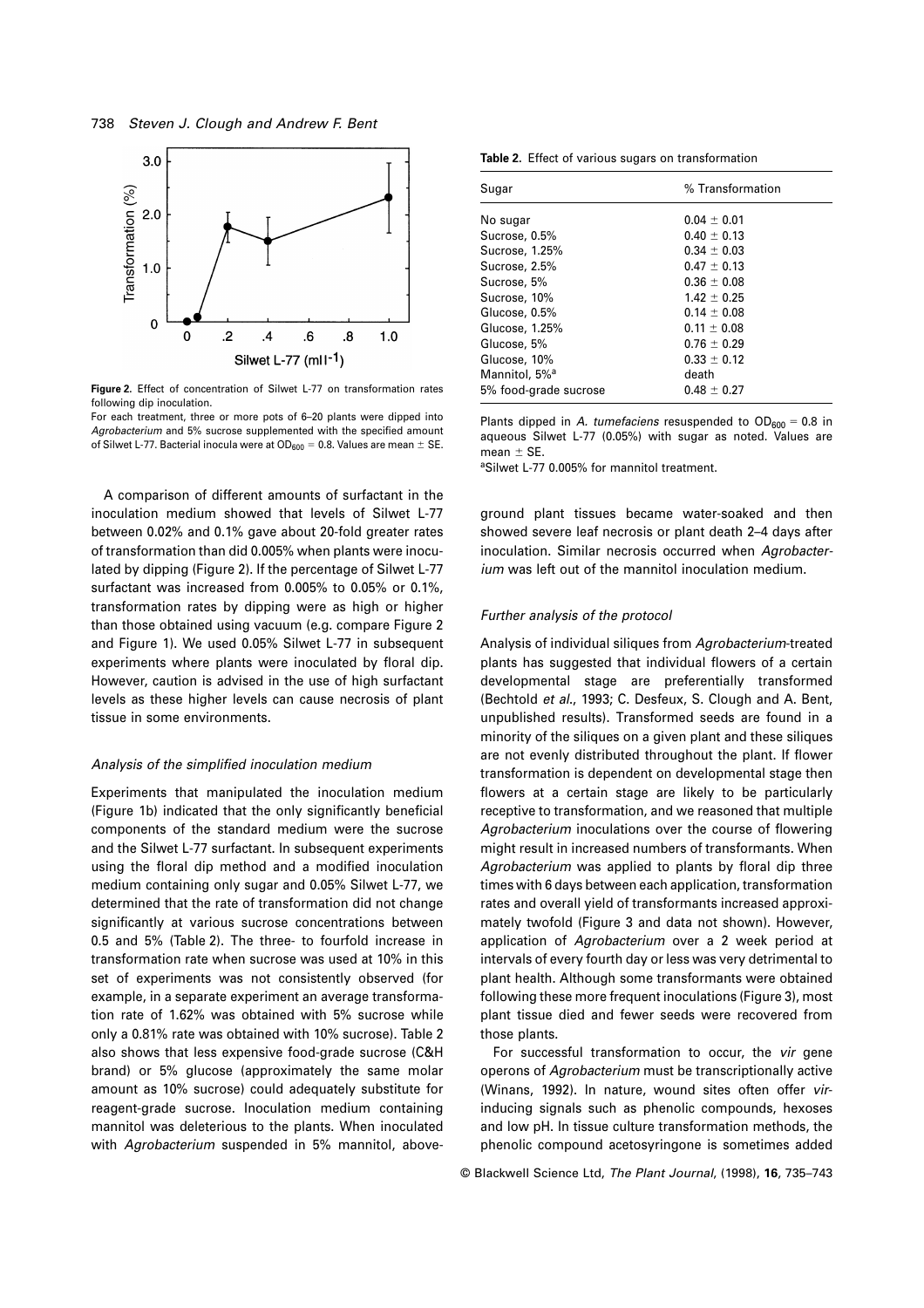Figure 2. Effect of concentration of Silwet L-77 on transformation rates following dip inoculation.

For each treatment, three or more pots of 6–20 plants were dipped into *Agrobacterium* and 5% sucrose supplemented with the specified amount of Silwet L-77. Bacterial inocula were at $OD_{600} = 0.8$. Values are mean ± SE.

A comparison of different amounts of surfactant in the inoculation medium showed that levels of Silwet L-77 between 0.02% and 0.1% gave about 20-fold greater rates of transformation than did 0.005% when plants were inoculated by dipping (Figure 2). If the percentage of Silwet L-77 surfactant was increased from 0.005% to 0.05% or 0.1%, transformation rates by dipping were as high or higher than those obtained using vacuum (e.g. compare Figure 2 and Figure 1). We used 0.05% Silwet L-77 in subsequent experiments where plants were inoculated by floral dip. However, caution is advised in the use of high surfactant levels as these higher levels can cause necrosis of plant tissue in some environments.

### *Analysis of the simplified inoculation medium*

Experiments that manipulated the inoculation medium (Figure 1b) indicated that the only significantly beneficial components of the standard medium were the sucrose and the Silwet L-77 surfactant. In subsequent experiments using the floral dip method and a modified inoculation medium containing only sugar and 0.05% Silwet L-77, we determined that the rate of transformation did not change significantly at various sucrose concentrations between 0.5 and 5% (Table 2). The three- to fourfold increase in transformation rate when sucrose was used at 10% in this set of experiments was not consistently observed (for example, in a separate experiment an average transformation rate of 1.62% was obtained with 5% sucrose while only a 0.81% rate was obtained with 10% sucrose). Table 2 also shows that less expensive food-grade sucrose (C&H brand) or 5% glucose (approximately the same molar amount as 10% sucrose) could adequately substitute for reagent-grade sucrose. Inoculation medium containing mannitol was deleterious to the plants. When inoculated with *Agrobacterium* suspended in 5% mannitol, above-ground plant tissues became water-soaked and then showed severe leaf necrosis or plant death 2–4 days after inoculation. Similar necrosis occurred when *Agrobacterium* was left out of the mannitol inoculation medium.

**Table 2.** Effect of various sugars on transformation

| Sugar | % Transformation |
| --- | --- |
| No sugar | 0.04 ± 0.01 |
| Sucrose, 0.5% | 0.40 ± 0.13 |
| Sucrose, 1.25% | 0.34 ± 0.03 |
| Sucrose, 2.5% | 0.47 ± 0.13 |
| Sucrose, 5% | 0.36 ± 0.08 |
| Sucrose, 10% | 1.42 ± 0.25 |
| Glucose, 0.5% | 0.14 ± 0.08 |
| Glucose, 1.25% | 0.11 ± 0.08 |
| Glucose, 5% | 0.76 ± 0.29 |
| Glucose, 10% | 0.33 ± 0.12 |
| Mannitol, 5%[a] | death |
| 5% food-grade sucrose | 0.48 ± 0.27 |

Plants dipped in *A. tumefaciens* resuspended to $OD_{600} = 0.8$ in aqueous Silwet L-77 (0.05%) with sugar as noted. Values are mean ± SE.

[a]Silwet L-77 0.005% for mannitol treatment.

### *Further analysis of the protocol*

Analysis of individual siliques from *Agrobacterium*-treated plants has suggested that individual flowers of a certain developmental stage are preferentially transformed (Bechtold *et al*., 1993; C. Desfeux, S. Clough and A. Bent, unpublished results). Transformed seeds are found in a minority of the siliques on a given plant and these siliques are not evenly distributed throughout the plant. If flower transformation is dependent on developmental stage then flowers at a certain stage are likely to be particularly receptive to transformation, and we reasoned that multiple *Agrobacterium* inoculations over the course of flowering might result in increased numbers of transformants. When *Agrobacterium* was applied to plants by floral dip three times with 6 days between each application, transformation rates and overall yield of transformants increased approximately twofold (Figure 3 and data not shown). However, application of *Agrobacterium* over a 2 week period at intervals of every fourth day or less was very detrimental to plant health. Although some transformants were obtained following these more frequent inoculations (Figure 3), most plant tissue died and fewer seeds were recovered from those plants.

For successful transformation to occur, the *vir* gene operons of *Agrobacterium* must be transcriptionally active (Winans, 1992). In nature, wound sites often offer *vir*-inducing signals such as phenolic compounds, hexoses and low pH. In tissue culture transformation methods, the phenolic compound acetosyringone is sometimes added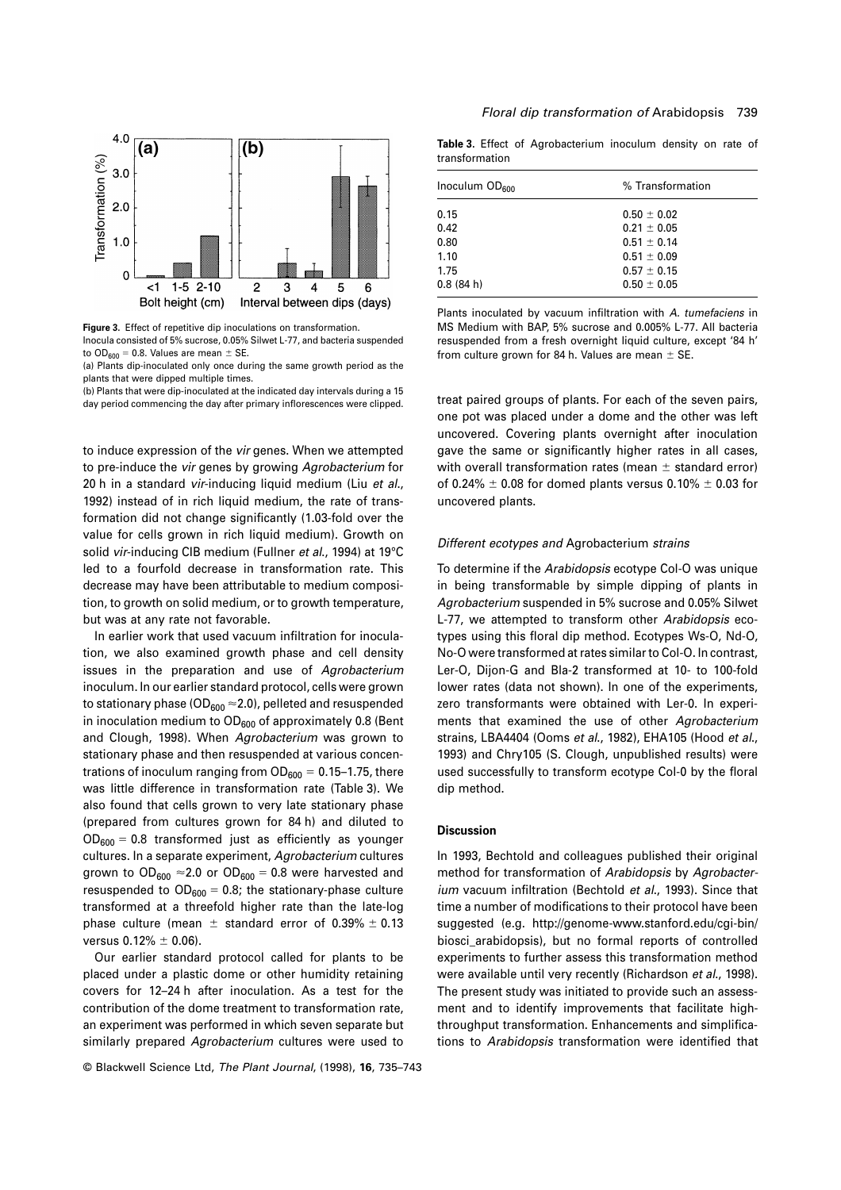**Figure 3.** Effect of repetitive dip inoculations on transformation.
Inocula consisted of 5% sucrose, 0.05% Silwet L-77, and bacteria suspended to $OD_{600}$ = 0.8. Values are mean ± SE.
(a) Plants dip-inoculated only once during the same growth period as the plants that were dipped multiple times.
(b) Plants that were dip-inoculated at the indicated day intervals during a 15 day period commencing the day after primary inflorescences were clipped.

to induce expression of the *vir* genes. When we attempted to pre-induce the *vir* genes by growing *Agrobacterium* for 20 h in a standard *vir*-inducing liquid medium (Liu *et al.*, 1992) instead of in rich liquid medium, the rate of transformation did not change significantly (1.03-fold over the value for cells grown in rich liquid medium). Growth on solid *vir*-inducing CIB medium (Fullner *et al.*, 1994) at 19°C led to a fourfold decrease in transformation rate. This decrease may have been attributable to medium composition, to growth on solid medium, or to growth temperature, but was at any rate not favorable.

In earlier work that used vacuum infiltration for inoculation, we also examined growth phase and cell density issues in the preparation and use of *Agrobacterium* inoculum. In our earlier standard protocol, cells were grown to stationary phase ($OD_{600}$ ≈2.0), pelleted and resuspended in inoculation medium to $OD_{600}$ of approximately 0.8 (Bent and Clough, 1998). When *Agrobacterium* was grown to stationary phase and then resuspended at various concentrations of inoculum ranging from $OD_{600}$ = 0.15–1.75, there was little difference in transformation rate (Table 3). We also found that cells grown to very late stationary phase (prepared from cultures grown for 84 h) and diluted to $OD_{600}$ = 0.8 transformed just as efficiently as younger cultures. In a separate experiment, *Agrobacterium* cultures grown to $OD_{600}$ ≈2.0 or $OD_{600}$ = 0.8 were harvested and resuspended to $OD_{600}$ = 0.8; the stationary-phase culture transformed at a threefold higher rate than the late-log phase culture (mean ± standard error of 0.39% ± 0.13 versus 0.12% ± 0.06).

Our earlier standard protocol called for plants to be placed under a plastic dome or other humidity retaining covers for 12–24 h after inoculation. As a test for the contribution of the dome treatment to transformation rate, an experiment was performed in which seven separate but similarly prepared *Agrobacterium* cultures were used to treat paired groups of plants. For each of the seven pairs, one pot was placed under a dome and the other was left uncovered. Covering plants overnight after inoculation gave the same or significantly higher rates in all cases, with overall transformation rates (mean ± standard error) of 0.24% ± 0.08 for domed plants versus 0.10% ± 0.03 for uncovered plants.

**Table 3.** Effect of Agrobacterium inoculum density on rate of transformation

| Inoculum $OD_{600}$ | % Transformation |
|---|---|
| 0.15 | 0.50 ± 0.02 |
| 0.42 | 0.21 ± 0.05 |
| 0.80 | 0.51 ± 0.14 |
| 1.10 | 0.51 ± 0.09 |
| 1.75 | 0.57 ± 0.15 |
| 0.8 (84 h) | 0.50 ± 0.05 |

Plants inoculated by vacuum infiltration with *A. tumefaciens* in MS Medium with BAP, 5% sucrose and 0.005% L-77. All bacteria resuspended from a fresh overnight liquid culture, except '84 h' from culture grown for 84 h. Values are mean ± SE.

### *Different ecotypes and* Agrobacterium *strains*

To determine if the *Arabidopsis* ecotype Col-O was unique in being transformable by simple dipping of plants in *Agrobacterium* suspended in 5% sucrose and 0.05% Silwet L-77, we attempted to transform other *Arabidopsis* ecotypes using this floral dip method. Ecotypes Ws-O, Nd-O, No-O were transformed at rates similar to Col-O. In contrast, Ler-O, Dijon-G and Bla-2 transformed at 10- to 100-fold lower rates (data not shown). In one of the experiments, zero transformants were obtained with Ler-0. In experiments that examined the use of other *Agrobacterium* strains, LBA4404 (Ooms *et al.*, 1982), EHA105 (Hood *et al.*, 1993) and Chry105 (S. Clough, unpublished results) were used successfully to transform ecotype Col-0 by the floral dip method.

## Discussion

In 1993, Bechtold and colleagues published their original method for transformation of *Arabidopsis* by *Agrobacterium* vacuum infiltration (Bechtold *et al.*, 1993). Since that time a number of modifications to their protocol have been suggested (e.g. http://genome-www.stanford.edu/cgi-bin/biosci_arabidopsis), but no formal reports of controlled experiments to further assess this transformation method were available until very recently (Richardson *et al.*, 1998). The present study was initiated to provide such an assessment and to identify improvements that facilitate high-throughput transformation. Enhancements and simplifications to *Arabidopsis* transformation were identified that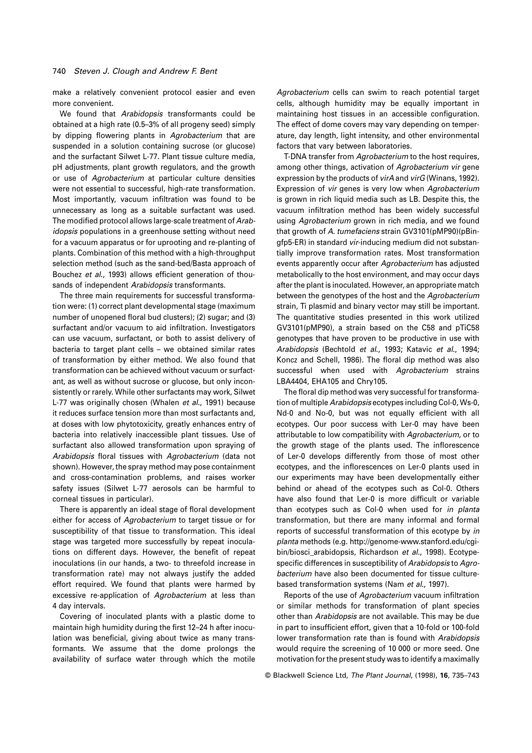make a relatively convenient protocol easier and even more convenient.

We found that *Arabidopsis* transformants could be obtained at a high rate (0.5–3% of all progeny seed) simply by dipping flowering plants in *Agrobacterium* that are suspended in a solution containing sucrose (or glucose) and the surfactant Silwet L-77. Plant tissue culture media, pH adjustments, plant growth regulators, and the growth or use of *Agrobacterium* at particular culture densities were not essential to successful, high-rate transformation. Most importantly, vacuum infiltration was found to be unnecessary as long as a suitable surfactant was used. The modified protocol allows large-scale treatment of *Arabidopsis* populations in a greenhouse setting without need for a vacuum apparatus or for uprooting and re-planting of plants. Combination of this method with a high-throughput selection method (such as the sand-bed/Basta approach of Bouchez *et al.*, 1993) allows efficient generation of thousands of independent *Arabidopsis* transformants.

The three main requirements for successful transformation were: (1) correct plant developmental stage (maximum number of unopened floral bud clusters); (2) sugar; and (3) surfactant and/or vacuum to aid infiltration. Investigators can use vacuum, surfactant, or both to assist delivery of bacteria to target plant cells – we obtained similar rates of transformation by either method. We also found that transformation can be achieved without vacuum or surfactant, as well as without sucrose or glucose, but only inconsistently or rarely. While other surfactants may work, Silwet L-77 was originally chosen (Whalen *et al.*, 1991) because it reduces surface tension more than most surfactants and, at doses with low phytotoxicity, greatly enhances entry of bacteria into relatively inaccessible plant tissues. Use of surfactant also allowed transformation upon spraying of *Arabidopsis* floral tissues with *Agrobacterium* (data not shown). However, the spray method may pose containment and cross-contamination problems, and raises worker safety issues (Silwet L-77 aerosols can be harmful to corneal tissues in particular).

There is apparently an ideal stage of floral development either for access of *Agrobacterium* to target tissue or for susceptibility of that tissue to transformation. This ideal stage was targeted more successfully by repeat inoculations on different days. However, the benefit of repeat inoculations (in our hands, a two- to threefold increase in transformation rate) may not always justify the added effort required. We found that plants were harmed by excessive re-application of *Agrobacterium* at less than 4 day intervals.

Covering of inoculated plants with a plastic dome to maintain high humidity during the first 12–24 h after inoculation was beneficial, giving about twice as many transformants. We assume that the dome prolongs the availability of surface water through which the motile *Agrobacterium* cells can swim to reach potential target cells, although humidity may be equally important in maintaining host tissues in an accessible configuration. The effect of dome covers may vary depending on temperature, day length, light intensity, and other environmental factors that vary between laboratories.

T-DNA transfer from *Agrobacterium* to the host requires, among other things, activation of *Agrobacterium vir* gene expression by the products of *virA* and *virG* (Winans, 1992). Expression of *vir* genes is very low when *Agrobacterium* is grown in rich liquid media such as LB. Despite this, the vacuum infiltration method has been widely successful using *Agrobacterium* grown in rich media, and we found that growth of *A. tumefaciens* strain GV3101(pMP90)(pBin-gfp5-ER) in standard *vir*-inducing medium did not substantially improve transformation rates. Most transformation events apparently occur after *Agrobacterium* has adjusted metabolically to the host environment, and may occur days after the plant is inoculated. However, an appropriate match between the genotypes of the host and the *Agrobacterium* strain, Ti plasmid and binary vector may still be important. The quantitative studies presented in this work utilized GV3101(pMP90), a strain based on the C58 and pTiC58 genotypes that have proven to be productive in use with *Arabidopsis* (Bechtold *et al.*, 1993; Katavic *et al.*, 1994; Koncz and Schell, 1986). The floral dip method was also successful when used with *Agrobacterium* strains LBA4404, EHA105 and Chry105.

The floral dip method was very successful for transformation of multiple *Arabidopsis* ecotypes including Col-0, Ws-0, Nd-0 and No-0, but was not equally efficient with all ecotypes. Our poor success with Ler-0 may have been attributable to low compatibility with *Agrobacterium*, or to the growth stage of the plants used. The inflorescence of Ler-0 develops differently from those of most other ecotypes, and the inflorescences on Ler-0 plants used in our experiments may have been developmentally either behind or ahead of the ecotypes such as Col-0. Others have also found that Ler-0 is more difficult or variable than ecotypes such as Col-0 when used for *in planta* transformation, but there are many informal and formal reports of successful transformation of this ecotype by *in planta* methods (e.g. http://genome-www.stanford.edu/cgi-bin/biosci_arabidopsis, Richardson *et al.*, 1998). Ecotype-specific differences in susceptibility of *Arabidopsis* to *Agrobacterium* have also been documented for tissue culture-based transformation systems (Nam *et al.*, 1997).

Reports of the use of *Agrobacterium* vacuum infiltration or similar methods for transformation of plant species other than *Arabidopsis* are not available. This may be due in part to insufficient effort, given that a 10-fold or 100-fold lower transformation rate than is found with *Arabidopsis* would require the screening of 10 000 or more seed. One motivation for the present study was to identify a maximally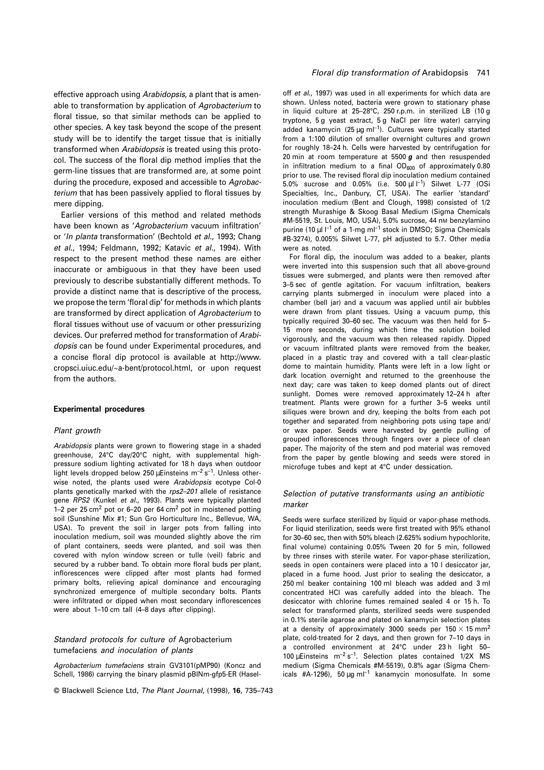effective approach using *Arabidopsis*, a plant that is amenable to transformation by application of *Agrobacterium* to floral tissue, so that similar methods can be applied to other species. A key task beyond the scope of the present study will be to identify the target tissue that is initially transformed when *Arabidopsis* is treated using this protocol. The success of the floral dip method implies that the germ-line tissues that are transformed are, at some point during the procedure, exposed and accessible to *Agrobacterium* that has been passively applied to floral tissues by mere dipping.

Earlier versions of this method and related methods have been known as '*Agrobacterium* vacuum infiltration' or '*In planta* transformation' (Bechtold *et al.*, 1993; Chang *et al.*, 1994; Feldmann, 1992; Katavic *et al.*, 1994). With respect to the present method these names are either inaccurate or ambiguous in that they have been used previously to describe substantially different methods. To provide a distinct name that is descriptive of the process, we propose the term 'floral dip' for methods in which plants are transformed by direct application of *Agrobacterium* to floral tissues without use of vacuum or other pressurizing devices. Our preferred method for transformation of *Arabidopsis* can be found under Experimental procedures, and a concise floral dip protocol is available at http://www.cropsci.uiuc.edu/~a-bent/protocol.html, or upon request from the authors.

## Experimental procedures

### Plant growth

*Arabidopsis* plants were grown to flowering stage in a shaded greenhouse, 24°C day/20°C night, with supplemental high-pressure sodium lighting activated for 18 h days when outdoor light levels dropped below 250 µEinsteins $m^{-2}$ $s^{-1}$. Unless otherwise noted, the plants used were *Arabidopsis* ecotype Col-0 plants genetically marked with the *rps2–201* allele of resistance gene *RPS2* (Kunkel *et al.*, 1993). Plants were typically planted 1–2 per 25 $cm^2$ pot or 6–20 per 64 $cm^2$ pot in moistened potting soil (Sunshine Mix #1; Sun Gro Horticulture Inc., Bellevue, WA, USA). To prevent the soil in larger pots from falling into inoculation medium, soil was mounded slightly above the rim of plant containers, seeds were planted, and soil was then covered with nylon window screen or tulle (veil) fabric and secured by a rubber band. To obtain more floral buds per plant, inflorescences were clipped after most plants had formed primary bolts, relieving apical dominance and encouraging synchronized emergence of multiple secondary bolts. Plants were infiltrated or dipped when most secondary inflorescences were about 1–10 cm tall (4–8 days after clipping).

### Standard protocols for culture of *Agrobacterium tumefaciens* and inoculation of plants

*Agrobacterium tumefaciens* strain GV3101(pMP90) (Koncz and Schell, 1986) carrying the binary plasmid pBINm-gfp5-ER (Haseloff *et al.*, 1997) was used in all experiments for which data are shown. Unless noted, bacteria were grown to stationary phase in liquid culture at 25–28°C, 250 r.p.m. in sterilized LB (10 g tryptone, 5 g yeast extract, 5 g NaCl per litre water) carrying added kanamycin (25 µg $ml^{-1}$). Cultures were typically started from a 1:100 dilution of smaller overnight cultures and grown for roughly 18–24 h. Cells were harvested by centrifugation for 20 min at room temperature at 5500 ***g*** and then resuspended in infiltration medium to a final $OD_{600}$ of approximately 0.80 prior to use. The revised floral dip inoculation medium contained 5.0% sucrose and 0.05% (i.e. 500 µl $l^{-1}$) Silwet L-77 (OSi Specialties, Inc., Danbury, CT, USA). The earlier 'standard' inoculation medium (Bent and Clough, 1998) consisted of 1/2 strength Murashige & Skoog Basal Medium (Sigma Chemicals #M-5519, St. Louis, MO, USA), 5.0% sucrose, 44 nM benzylamino purine (10 µl $l^{-1}$ of a 1-mg $ml^{-1}$ stock in DMSO; Sigma Chemicals #B-3274), 0.005% Silwet L-77, pH adjusted to 5.7. Other media were as noted.

For floral dip, the inoculum was added to a beaker, plants were inverted into this suspension such that all above-ground tissues were submerged, and plants were then removed after 3–5 sec of gentle agitation. For vacuum infiltration, beakers carrying plants submerged in inoculum were placed into a chamber (bell jar) and a vacuum was applied until air bubbles were drawn from plant tissues. Using a vacuum pump, this typically required 30–60 sec. The vacuum was then held for 5–15 more seconds, during which time the solution boiled vigorously, and the vacuum was then released rapidly. Dipped or vacuum infiltrated plants were removed from the beaker, placed in a plastic tray and covered with a tall clear-plastic dome to maintain humidity. Plants were left in a low light or dark location overnight and returned to the greenhouse the next day; care was taken to keep domed plants out of direct sunlight. Domes were removed approximately 12–24 h after treatment. Plants were grown for a further 3–5 weeks until siliques were brown and dry, keeping the bolts from each pot together and separated from neighboring pots using tape and/or wax paper. Seeds were harvested by gentle pulling of grouped inflorescences through fingers over a piece of clean paper. The majority of the stem and pod material was removed from the paper by gentle blowing and seeds were stored in microfuge tubes and kept at 4°C under dessication.

### Selection of putative transformants using an antibiotic marker

Seeds were surface sterilized by liquid or vapor-phase methods. For liquid sterilization, seeds were first treated with 95% ethanol for 30–60 sec, then with 50% bleach (2.625% sodium hypochlorite, final volume) containing 0.05% Tween 20 for 5 min, followed by three rinses with sterile water. For vapor-phase sterilization, seeds in open containers were placed into a 10 l desiccator jar, placed in a fume hood. Just prior to sealing the desiccator, a 250 ml beaker containing 100 ml bleach was added and 3 ml concentrated HCl was carefully added into the bleach. The desiccator with chlorine fumes remained sealed 4 or 15 h. To select for transformed plants, sterilized seeds were suspended in 0.1% sterile agarose and plated on kanamycin selection plates at a density of approximately 3000 seeds per 150 × 15 $mm^2$ plate, cold-treated for 2 days, and then grown for 7–10 days in a controlled environment at 24°C under 23 h light 50–100 µEinsteins $m^{-2}$ $s^{-1}$. Selection plates contained 1/2X MS medium (Sigma Chemicals #M-5519), 0.8% agar (Sigma Chemicals #A-1296), 50 µg $ml^{-1}$ kanamycin monosulfate. In some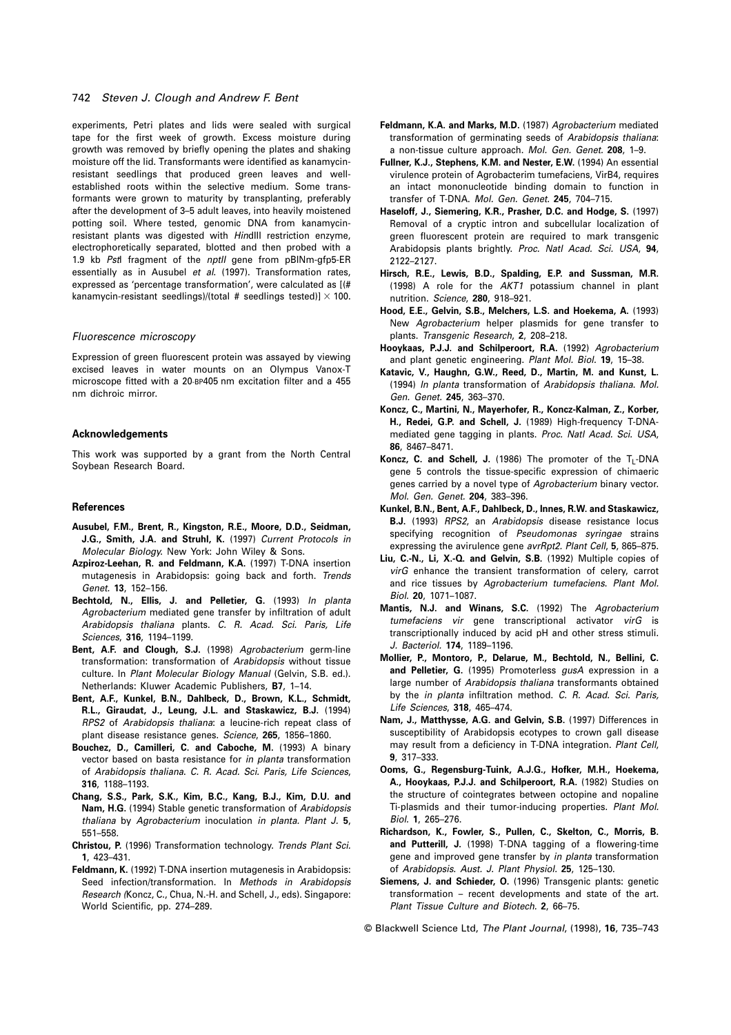experiments, Petri plates and lids were sealed with surgical tape for the first week of growth. Excess moisture during growth was removed by briefly opening the plates and shaking moisture off the lid. Transformants were identified as kanamycin-resistant seedlings that produced green leaves and well-established roots within the selective medium. Some transformants were grown to maturity by transplanting, preferably after the development of 3–5 adult leaves, into heavily moistened potting soil. Where tested, genomic DNA from kanamycin-resistant plants was digested with *Hin*dIII restriction enzyme, electrophoretically separated, blotted and then probed with a 1.9 kb *Pst*I fragment of the *nptII* gene from pBINm-gfp5-ER essentially as in Ausubel *et al*. (1997). Transformation rates, expressed as 'percentage transformation', were calculated as [(# kanamycin-resistant seedlings)/(total # seedlings tested)] × 100.

### *Fluorescence microscopy*

Expression of green fluorescent protein was assayed by viewing excised leaves in water mounts on an Olympus Vanox-T microscope fitted with a 20-BP405 nm excitation filter and a 455 nm dichroic mirror.

## Acknowledgements

This work was supported by a grant from the North Central Soybean Research Board.

## References

**Ausubel, F.M., Brent, R., Kingston, R.E., Moore, D.D., Seidman, J.G., Smith, J.A. and Struhl, K.** (1997) *Current Protocols in Molecular Biology*. New York: John Wiley & Sons.

**Azpiroz-Leehan, R. and Feldmann, K.A.** (1997) T-DNA insertion mutagenesis in Arabidopsis: going back and forth. *Trends Genet.* **13**, 152–156.

**Bechtold, N., Ellis, J. and Pelletier, G.** (1993) *In planta Agrobacterium* mediated gene transfer by infiltration of adult *Arabidopsis thaliana* plants. *C. R. Acad. Sci. Paris, Life Sciences*, **316**, 1194–1199.

**Bent, A.F. and Clough, S.J.** (1998) *Agrobacterium* germ-line transformation: transformation of *Arabidopsis* without tissue culture. In *Plant Molecular Biology Manual* (Gelvin, S.B. ed.). Netherlands: Kluwer Academic Publishers, **B7**, 1–14.

**Bent, A.F., Kunkel, B.N., Dahlbeck, D., Brown, K.L., Schmidt, R.L., Giraudat, J., Leung, J.L. and Staskawicz, B.J.** (1994) *RPS2* of *Arabidopsis thaliana*: a leucine-rich repeat class of plant disease resistance genes. *Science*, **265**, 1856–1860.

**Bouchez, D., Camilleri, C. and Caboche, M.** (1993) A binary vector based on basta resistance for *in planta* transformation of *Arabidopsis thaliana*. *C. R. Acad. Sci. Paris, Life Sciences*, **316**, 1188–1193.

**Chang, S.S., Park, S.K., Kim, B.C., Kang, B.J., Kim, D.U. and Nam, H.G.** (1994) Stable genetic transformation of *Arabidopsis thaliana* by *Agrobacterium* inoculation *in planta*. *Plant J.* **5**, 551–558.

**Christou, P.** (1996) Transformation technology. *Trends Plant Sci.* **1**, 423–431.

**Feldmann, K.** (1992) T-DNA insertion mutagenesis in Arabidopsis: Seed infection/transformation. In *Methods in Arabidopsis Research* (Koncz, C., Chua, N.-H. and Schell, J., eds). Singapore: World Scientific, pp. 274–289.

**Feldmann, K.A. and Marks, M.D.** (1987) *Agrobacterium* mediated transformation of germinating seeds of *Arabidopsis thaliana*: a non-tissue culture approach. *Mol. Gen. Genet.* **208**, 1–9.

**Fullner, K.J., Stephens, K.M. and Nester, E.W.** (1994) An essential virulence protein of Agrobacterim tumefaciens, VirB4, requires an intact mononucleotide binding domain to function in transfer of T-DNA. *Mol. Gen. Genet.* **245**, 704–715.

**Haseloff, J., Siemering, K.R., Prasher, D.C. and Hodge, S.** (1997) Removal of a cryptic intron and subcellular localization of green fluorescent protein are required to mark transgenic Arabidopsis plants brightly. *Proc. Natl Acad. Sci. USA*, **94**, 2122–2127.

**Hirsch, R.E., Lewis, B.D., Spalding, E.P. and Sussman, M.R.** (1998) A role for the *AKT1* potassium channel in plant nutrition. *Science*, **280**, 918–921.

**Hood, E.E., Gelvin, S.B., Melchers, L.S. and Hoekema, A.** (1993) New *Agrobacterium* helper plasmids for gene transfer to plants. *Transgenic Research*, **2**, 208–218.

**Hooykaas, P.J.J. and Schilperoort, R.A.** (1992) *Agrobacterium* and plant genetic engineering. *Plant Mol. Biol.* **19**, 15–38.

**Katavic, V., Haughn, G.W., Reed, D., Martin, M. and Kunst, L.** (1994) *In planta* transformation of *Arabidopsis thaliana*. *Mol. Gen. Genet.* **245**, 363–370.

**Koncz, C., Martini, N., Mayerhofer, R., Koncz-Kalman, Z., Korber, H., Redei, G.P. and Schell, J.** (1989) High-frequency T-DNA-mediated gene tagging in plants. *Proc. Natl Acad. Sci. USA*, **86**, 8467–8471.

**Koncz, C. and Schell, J.** (1986) The promoter of the $T_L$-DNA gene 5 controls the tissue-specific expression of chimaeric genes carried by a novel type of *Agrobacterium* binary vector. *Mol. Gen. Genet.* **204**, 383–396.

**Kunkel, B.N., Bent, A.F., Dahlbeck, D., Innes, R.W. and Staskawicz, B.J.** (1993) *RPS2*, an *Arabidopsis* disease resistance locus specifying recognition of *Pseudomonas syringae* strains expressing the avirulence gene *avrRpt2*. *Plant Cell*, **5**, 865–875.

**Liu, C.-N., Li, X.-Q. and Gelvin, S.B.** (1992) Multiple copies of *virG* enhance the transient transformation of celery, carrot and rice tissues by *Agrobacterium tumefaciens*. *Plant Mol. Biol.* **20**, 1071–1087.

**Mantis, N.J. and Winans, S.C.** (1992) The *Agrobacterium tumefaciens vir* gene transcriptional activator *virG* is transcriptionally induced by acid pH and other stress stimuli. *J. Bacteriol.* **174**, 1189–1196.

**Mollier, P., Montoro, P., Delarue, M., Bechtold, N., Bellini, C. and Pelletier, G.** (1995) Promoterless *gusA* expression in a large number of *Arabidopsis thaliana* transformants obtained by the *in planta* infiltration method. *C. R. Acad. Sci. Paris, Life Sciences*, **318**, 465–474.

**Nam, J., Matthysse, A.G. and Gelvin, S.B.** (1997) Differences in susceptibility of Arabidopsis ecotypes to crown gall disease may result from a deficiency in T-DNA integration. *Plant Cell*, **9**, 317–333.

**Ooms, G., Regensburg-Tuink, A.J.G., Hofker, M.H., Hoekema, A., Hooykaas, P.J.J. and Schilperoort, R.A.** (1982) Studies on the structure of cointegrates between octopine and nopaline Ti-plasmids and their tumor-inducing properties. *Plant Mol. Biol.* **1**, 265–276.

**Richardson, K., Fowler, S., Pullen, C., Skelton, C., Morris, B. and Putterill, J.** (1998) T-DNA tagging of a flowering-time gene and improved gene transfer by *in planta* transformation of *Arabidopsis*. *Aust. J. Plant Physiol.* **25**, 125–130.

**Siemens, J. and Schieder, O.** (1996) Transgenic plants: genetic transformation – recent developments and state of the art. *Plant Tissue Culture and Biotech.* **2**, 66–75.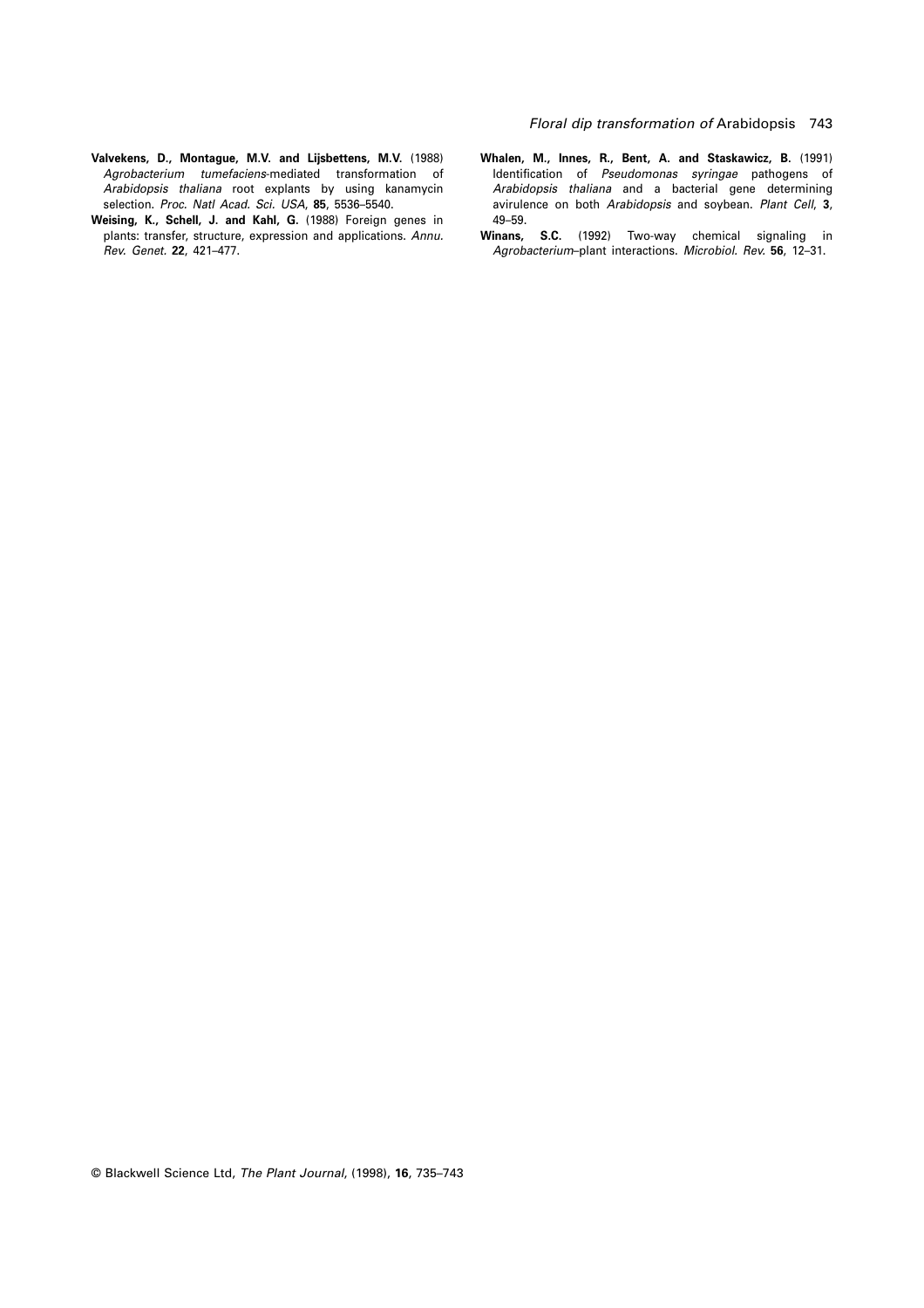**Valvekens, D., Montague, M.V. and Lijsbettens, M.V.** (1988) *Agrobacterium tumefaciens*-mediated transformation of *Arabidopsis thaliana* root explants by using kanamycin selection. *Proc. Natl Acad. Sci. USA*, **85**, 5536–5540.

**Weising, K., Schell, J. and Kahl, G.** (1988) Foreign genes in plants: transfer, structure, expression and applications. *Annu. Rev. Genet.* **22**, 421–477.

**Whalen, M., Innes, R., Bent, A. and Staskawicz, B.** (1991) Identification of *Pseudomonas syringae* pathogens of *Arabidopsis thaliana* and a bacterial gene determining avirulence on both *Arabidopsis* and soybean. *Plant Cell*, **3**, 49–59.

**Winans, S.C.** (1992) Two-way chemical signaling in *Agrobacterium*–plant interactions. *Microbiol. Rev.* **56**, 12–31.